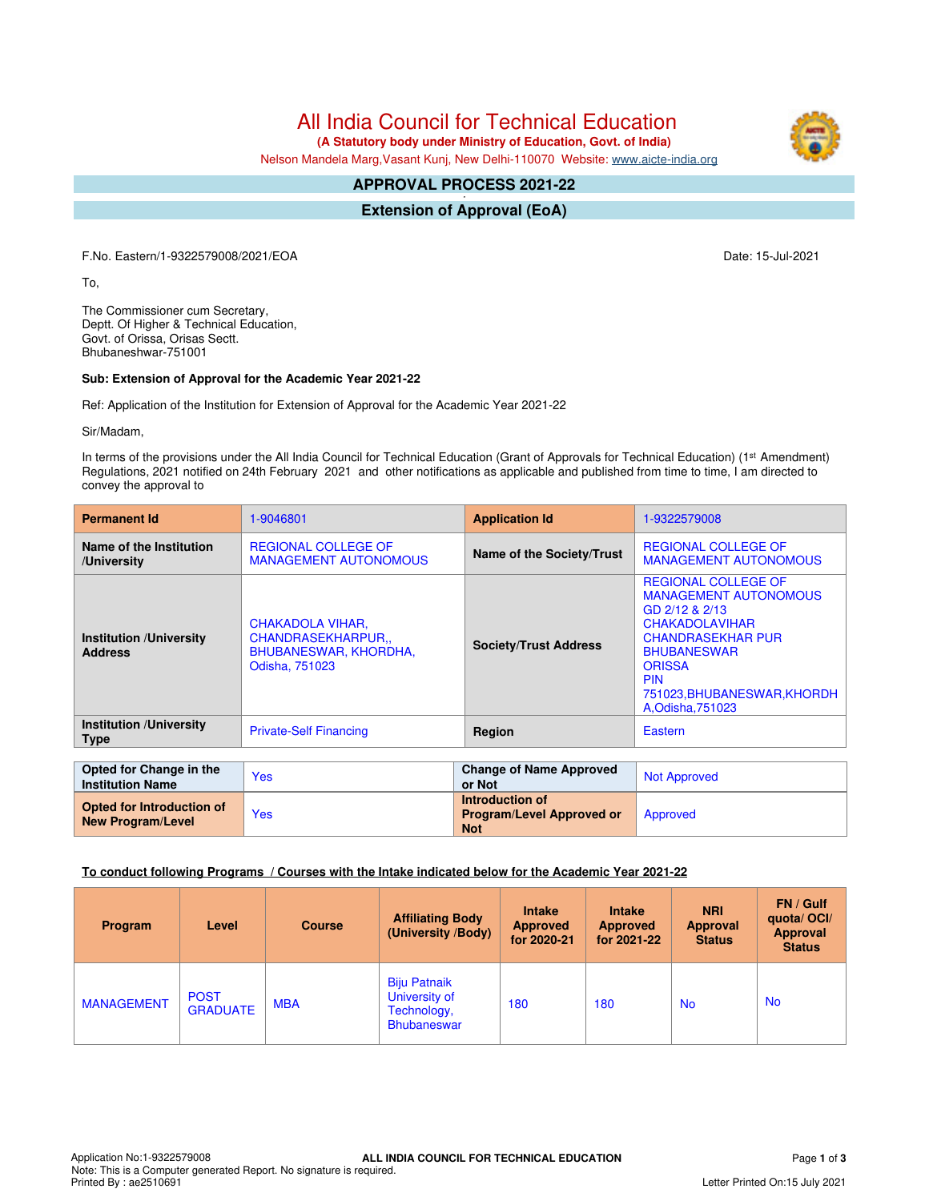# All India Council for Technical Education

**(A Statutory body under Ministry of Education, Govt. of India)**

Nelson Mandela Marg,Vasant Kunj, New Delhi-110070 Website: www.aicte-india.org

## APPROVAL PROCESS 2021-22

## Extension of Approval (EoA)

F.No. Eastern/1-9322579008/2021/EOA

Date: 15-Jul-2021

To,

The Commissioner cum Secretary,
Deptt. Of Higher & Technical Education,
Govt. of Orissa, Orisas Sectt.
Bhubaneshwar-751001

**Sub: Extension of Approval for the Academic Year 2021-22**

Ref: Application of the Institution for Extension of Approval for the Academic Year 2021-22

Sir/Madam,

In terms of the provisions under the All India Council for Technical Education (Grant of Approvals for Technical Education) (1st Amendment) Regulations, 2021 notified on 24th February 2021 and other notifications as applicable and published from time to time, I am directed to convey the approval to

| **Permanent Id** | 1-9046801 | **Application Id** | 1-9322579008 |
|---|---|---|---|
| **Name of the Institution /University** | REGIONAL COLLEGE OF MANAGEMENT AUTONOMOUS | **Name of the Society/Trust** | REGIONAL COLLEGE OF MANAGEMENT AUTONOMOUS |
| **Institution /University Address** | CHAKADOLA VIHAR, CHANDRASEKHARPUR,, BHUBANESWAR, KHORDHA, Odisha, 751023 | **Society/Trust Address** | REGIONAL COLLEGE OF MANAGEMENT AUTONOMOUS GD 2/12 & 2/13 CHAKADOLAVIHAR CHANDRASEKHAR PUR BHUBANESWAR ORISSA PIN 751023,BHUBANESWAR,KHORDHA,Odisha,751023 |
| **Institution /University Type** | Private-Self Financing | **Region** | Eastern |

| **Opted for Change in the Institution Name** | Yes | **Change of Name Approved or Not** | Not Approved |
|---|---|---|---|
| **Opted for Introduction of New Program/Level** | Yes | **Introduction of Program/Level Approved or Not** | Approved |

**To conduct following Programs / Courses with the Intake indicated below for the Academic Year 2021-22**

| Program | Level | Course | Affiliating Body (University /Body) | Intake Approved for 2020-21 | Intake Approved for 2021-22 | NRI Approval Status | FN / Gulf quota/ OCI/ Approval Status |
|---|---|---|---|---|---|---|---|
| MANAGEMENT | POST GRADUATE | MBA | Biju Patnaik University of Technology, Bhubaneswar | 180 | 180 | No | No |

Application No:1-9322579008

Note: This is a Computer generated Report. No signature is required.

Printed By : ae2510691

Letter Printed On:15 July 2021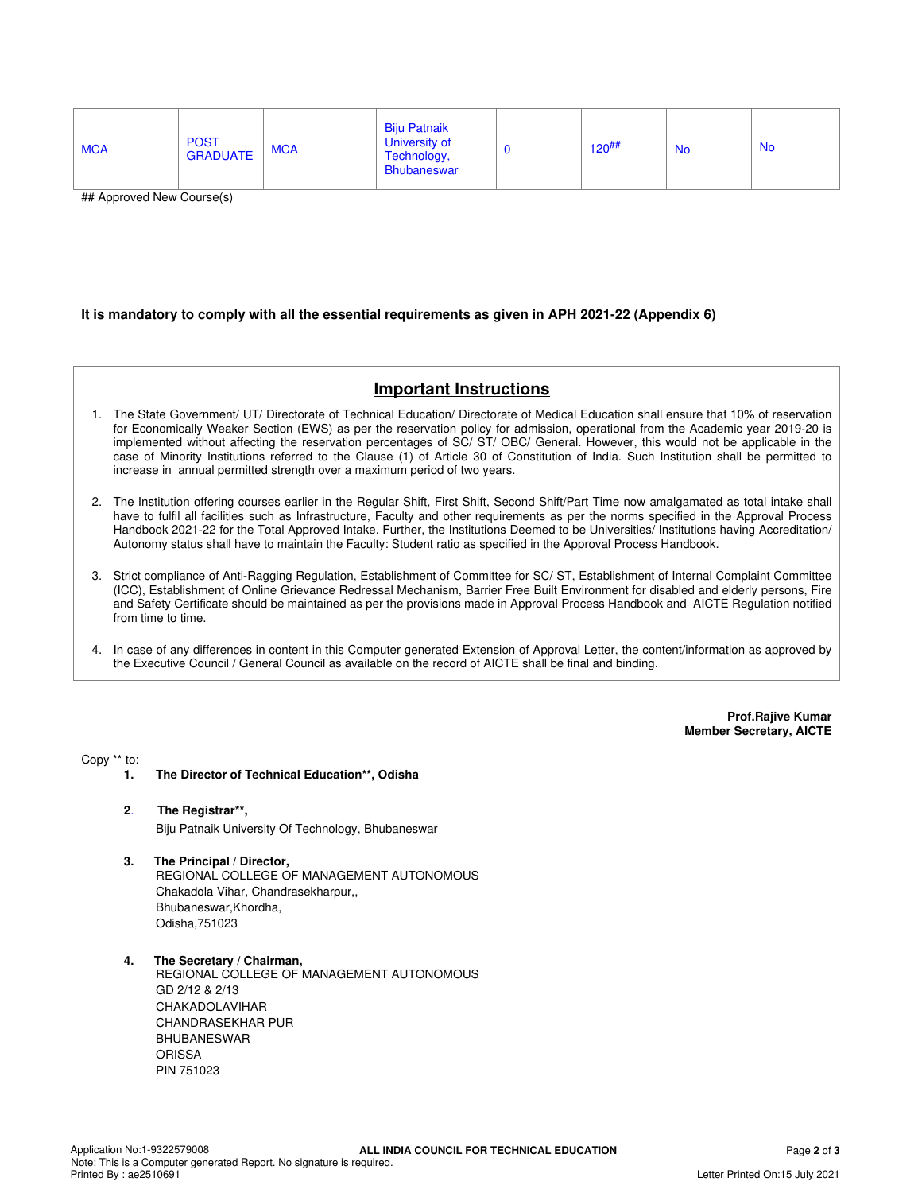| MCA | POST GRADUATE | MCA | Biju Patnaik University of Technology, Bhubaneswar | 0 | 120## | No | No |
|---|---|---|---|---|---|---|---|

## Approved New Course(s)

**It is mandatory to comply with all the essential requirements as given in APH 2021-22 (Appendix 6)**

## Important Instructions

1. The State Government/ UT/ Directorate of Technical Education/ Directorate of Medical Education shall ensure that 10% of reservation for Economically Weaker Section (EWS) as per the reservation policy for admission, operational from the Academic year 2019-20 is implemented without affecting the reservation percentages of SC/ ST/ OBC/ General. However, this would not be applicable in the case of Minority Institutions referred to the Clause (1) of Article 30 of Constitution of India. Such Institution shall be permitted to increase in annual permitted strength over a maximum period of two years.

2. The Institution offering courses earlier in the Regular Shift, First Shift, Second Shift/Part Time now amalgamated as total intake shall have to fulfil all facilities such as Infrastructure, Faculty and other requirements as per the norms specified in the Approval Process Handbook 2021-22 for the Total Approved Intake. Further, the Institutions Deemed to be Universities/ Institutions having Accreditation/ Autonomy status shall have to maintain the Faculty: Student ratio as specified in the Approval Process Handbook.

3. Strict compliance of Anti-Ragging Regulation, Establishment of Committee for SC/ ST, Establishment of Internal Complaint Committee (ICC), Establishment of Online Grievance Redressal Mechanism, Barrier Free Built Environment for disabled and elderly persons, Fire and Safety Certificate should be maintained as per the provisions made in Approval Process Handbook and AICTE Regulation notified from time to time.

4. In case of any differences in content in this Computer generated Extension of Approval Letter, the content/information as approved by the Executive Council / General Council as available on the record of AICTE shall be final and binding.

**Prof.Rajive Kumar**
**Member Secretary, AICTE**

Copy ** to:

1. **The Director of Technical Education**, Odisha**

2. **The Registrar**,**
   Biju Patnaik University Of Technology, Bhubaneswar

3. **The Principal / Director,**
   REGIONAL COLLEGE OF MANAGEMENT AUTONOMOUS
   Chakadola Vihar, Chandrasekharpur,,
   Bhubaneswar,Khordha,
   Odisha,751023

4. **The Secretary / Chairman,**
   REGIONAL COLLEGE OF MANAGEMENT AUTONOMOUS
   GD 2/12 & 2/13
   CHAKADOLAVIHAR
   CHANDRASEKHAR PUR
   BHUBANESWAR
   ORISSA
   PIN 751023

Application No:1-9322579008
Note: This is a Computer generated Report. No signature is required.
Printed By : ae2510691
Letter Printed On:15 July 2021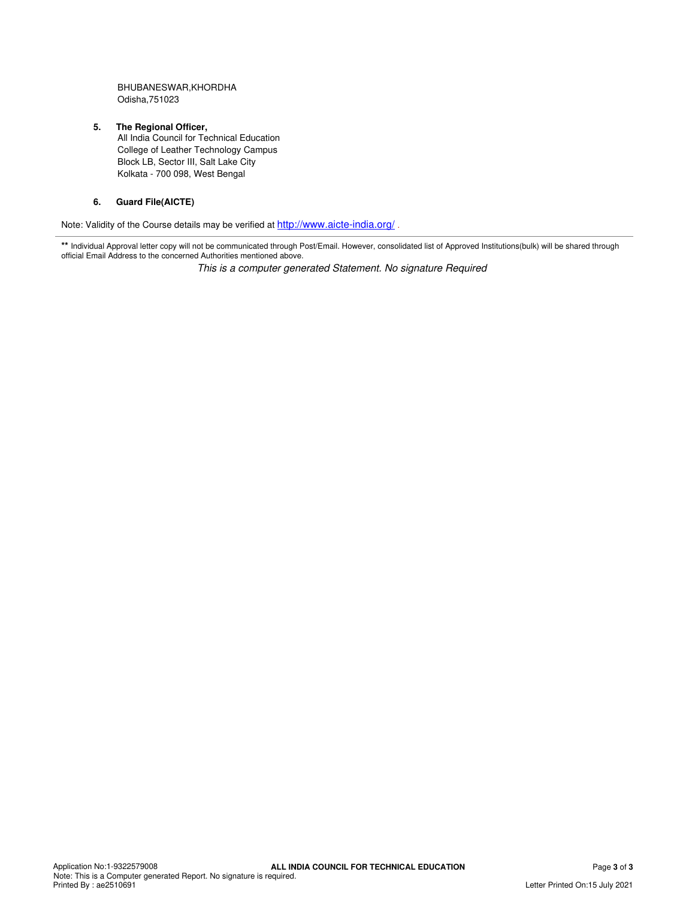BHUBANESWAR,KHORDHA
Odisha,751023

5. **The Regional Officer,**
   All India Council for Technical Education
   College of Leather Technology Campus
   Block LB, Sector III, Salt Lake City
   Kolkata - 700 098, West Bengal

6. **Guard File(AICTE)**

Note: Validity of the Course details may be verified at http://www.aicte-india.org/ .

---

** Individual Approval letter copy will not be communicated through Post/Email. However, consolidated list of Approved Institutions(bulk) will be shared through official Email Address to the concerned Authorities mentioned above.

*This is a computer generated Statement. No signature Required*

Application No:1-9322579008
Note: This is a Computer generated Report. No signature is required.
Printed By : ae2510691

**ALL INDIA COUNCIL FOR TECHNICAL EDUCATION**

Letter Printed On:15 July 2021